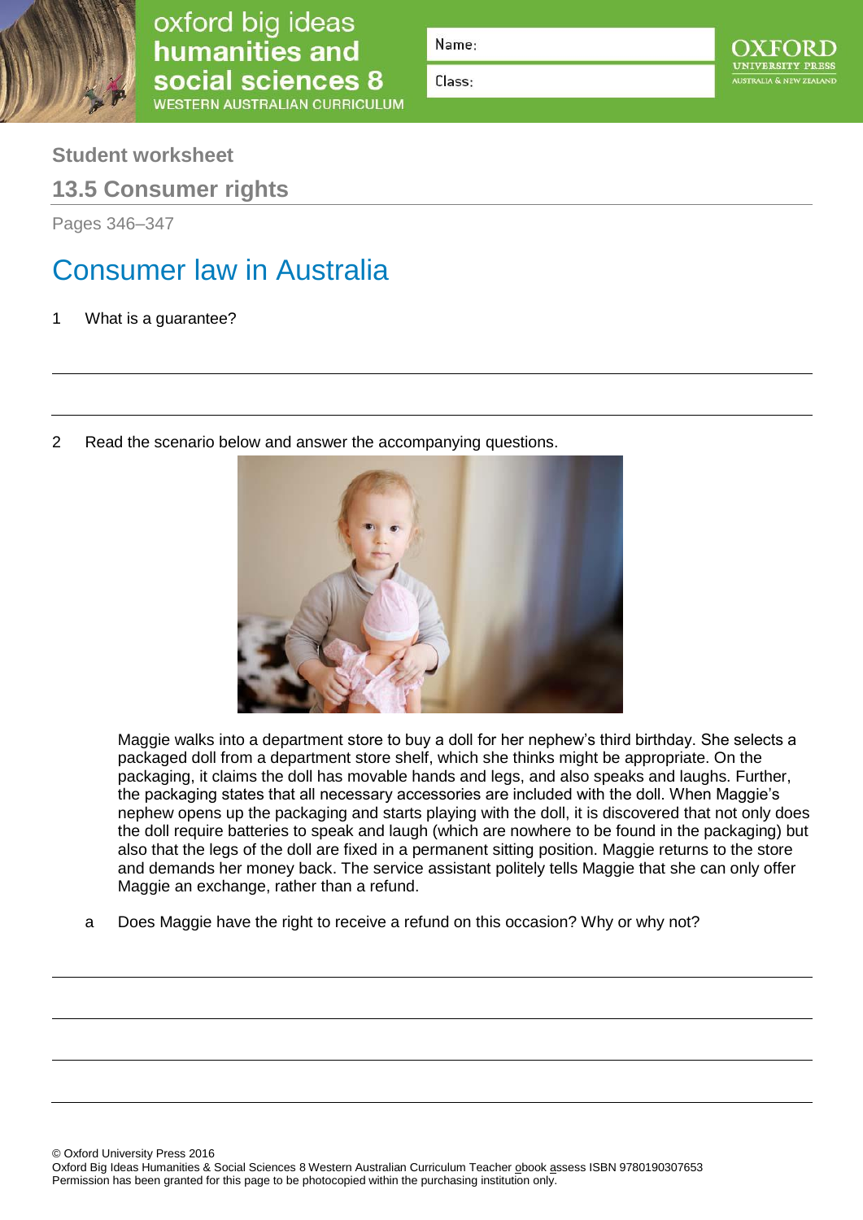oxford big ideas
humanities and social sciences 8
WESTERN AUSTRALIAN CURRICULUM

Name:

Class:

## Student worksheet

## 13.5 Consumer rights

Pages 346–347

# Consumer law in Australia

1 What is a guarantee?

2 Read the scenario below and answer the accompanying questions.

Maggie walks into a department store to buy a doll for her nephew's third birthday. She selects a packaged doll from a department store shelf, which she thinks might be appropriate. On the packaging, it claims the doll has movable hands and legs, and also speaks and laughs. Further, the packaging states that all necessary accessories are included with the doll. When Maggie's nephew opens up the packaging and starts playing with the doll, it is discovered that not only does the doll require batteries to speak and laugh (which are nowhere to be found in the packaging) but also that the legs of the doll are fixed in a permanent sitting position. Maggie returns to the store and demands her money back. The service assistant politely tells Maggie that she can only offer Maggie an exchange, rather than a refund.

a Does Maggie have the right to receive a refund on this occasion? Why or why not?

© Oxford University Press 2016
Oxford Big Ideas Humanities & Social Sciences 8 Western Australian Curriculum Teacher obook assess ISBN 9780190307653
Permission has been granted for this page to be photocopied within the purchasing institution only.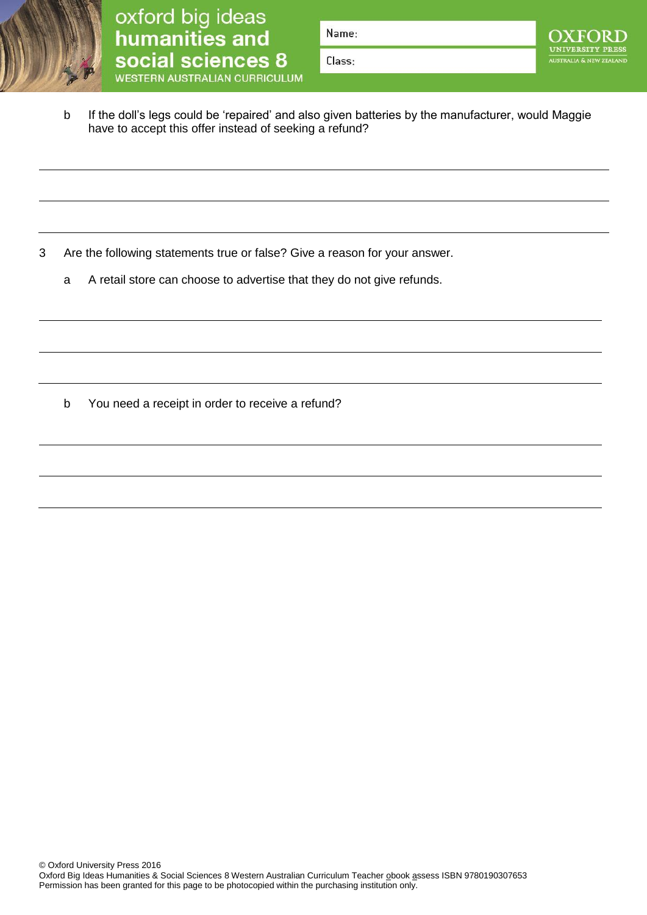b If the doll's legs could be 'repaired' and also given batteries by the manufacturer, would Maggie have to accept this offer instead of seeking a refund?

3 Are the following statements true or false? Give a reason for your answer.

a A retail store can choose to advertise that they do not give refunds.

b You need a receipt in order to receive a refund?